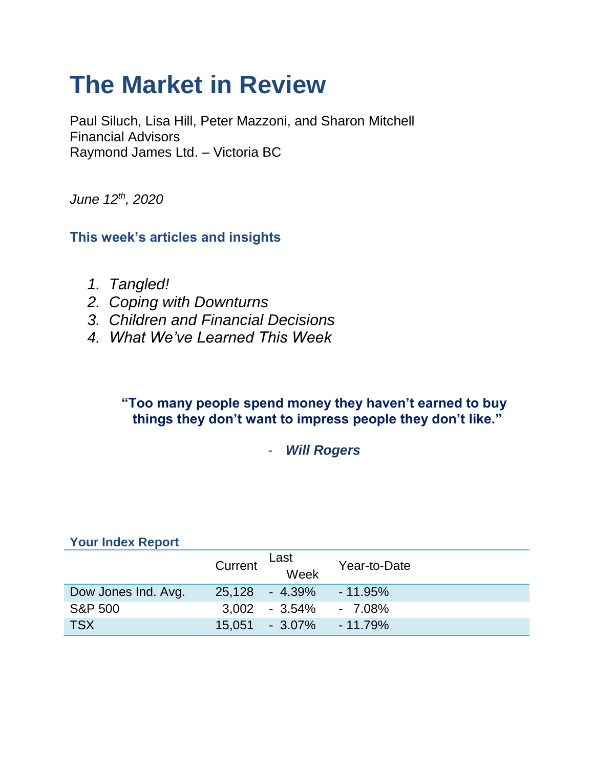# The Market in Review

Paul Siluch, Lisa Hill, Peter Mazzoni, and Sharon Mitchell
Financial Advisors
Raymond James Ltd. – Victoria BC

*June 12th, 2020*

### This week's articles and insights

1. *Tangled!*
2. *Coping with Downturns*
3. *Children and Financial Decisions*
4. *What We've Learned This Week*

> **"Too many people spend money they haven't earned to buy things they don't want to impress people they don't like."**
>
> \- ***Will Rogers***

**Your Index Report**

| | Current | Last Week | Year-to-Date |
|---|---|---|---|
| Dow Jones Ind. Avg. | 25,128 | - 4.39% | - 11.95% |
| S&P 500 | 3,002 | - 3.54% | - 7.08% |
| TSX | 15,051 | - 3.07% | - 11.79% |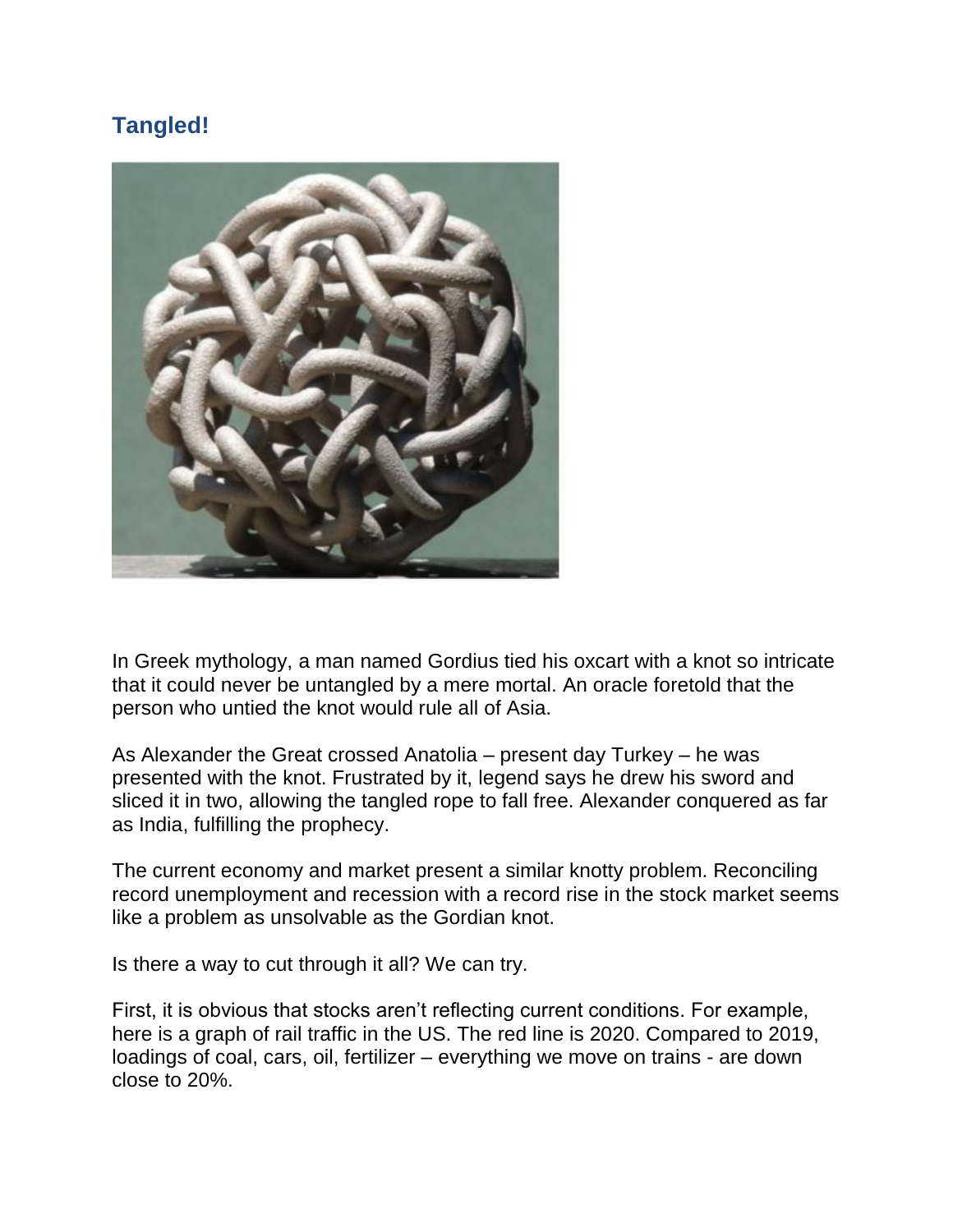## Tangled!

In Greek mythology, a man named Gordius tied his oxcart with a knot so intricate that it could never be untangled by a mere mortal. An oracle foretold that the person who untied the knot would rule all of Asia.

As Alexander the Great crossed Anatolia – present day Turkey – he was presented with the knot. Frustrated by it, legend says he drew his sword and sliced it in two, allowing the tangled rope to fall free. Alexander conquered as far as India, fulfilling the prophecy.

The current economy and market present a similar knotty problem. Reconciling record unemployment and recession with a record rise in the stock market seems like a problem as unsolvable as the Gordian knot.

Is there a way to cut through it all? We can try.

First, it is obvious that stocks aren't reflecting current conditions. For example, here is a graph of rail traffic in the US. The red line is 2020. Compared to 2019, loadings of coal, cars, oil, fertilizer – everything we move on trains - are down close to 20%.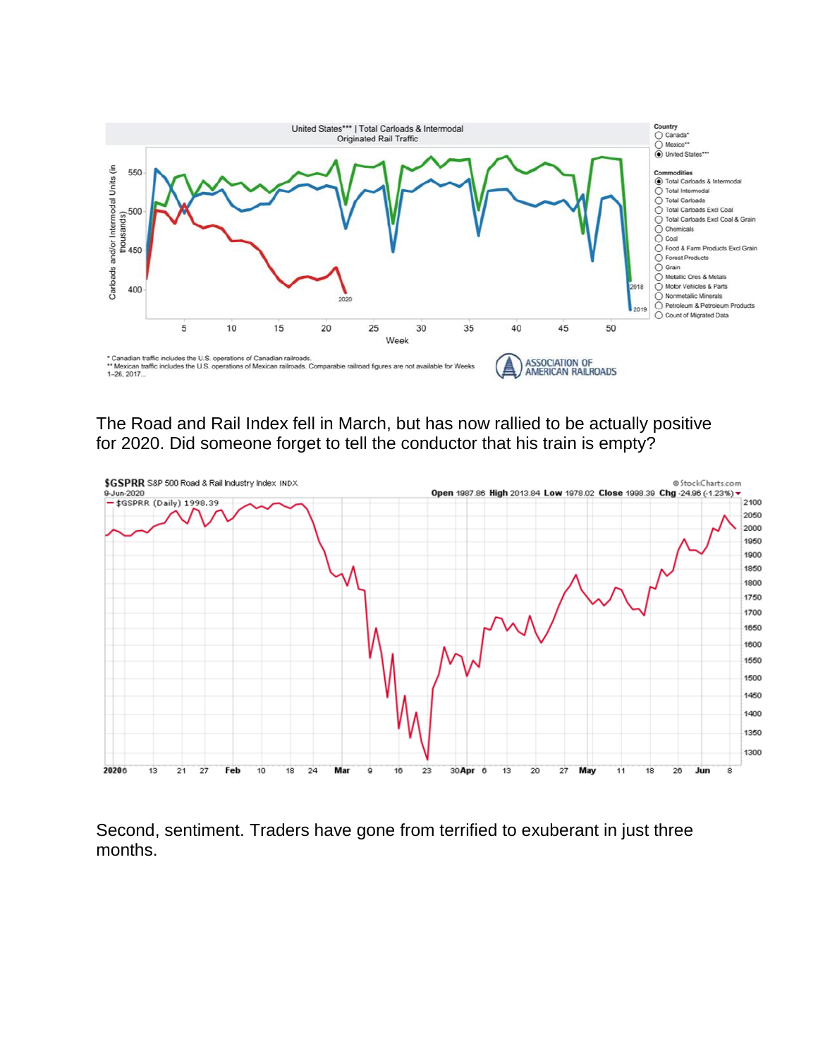The Road and Rail Index fell in March, but has now rallied to be actually positive for 2020. Did someone forget to tell the conductor that his train is empty?

Second, sentiment. Traders have gone from terrified to exuberant in just three months.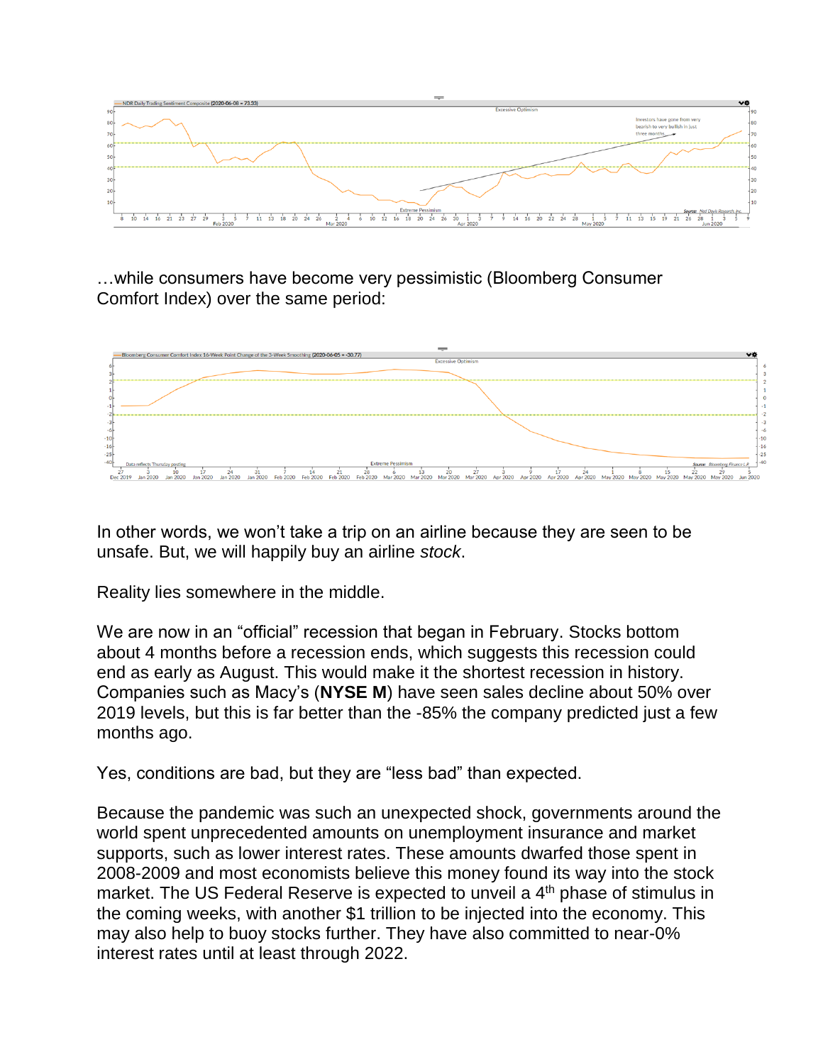…while consumers have become very pessimistic (Bloomberg Consumer Comfort Index) over the same period:

In other words, we won't take a trip on an airline because they are seen to be unsafe. But, we will happily buy an airline *stock*.

Reality lies somewhere in the middle.

We are now in an "official" recession that began in February. Stocks bottom about 4 months before a recession ends, which suggests this recession could end as early as August. This would make it the shortest recession in history. Companies such as Macy's (**NYSE M**) have seen sales decline about 50% over 2019 levels, but this is far better than the -85% the company predicted just a few months ago.

Yes, conditions are bad, but they are "less bad" than expected.

Because the pandemic was such an unexpected shock, governments around the world spent unprecedented amounts on unemployment insurance and market supports, such as lower interest rates. These amounts dwarfed those spent in 2008-2009 and most economists believe this money found its way into the stock market. The US Federal Reserve is expected to unveil a 4th phase of stimulus in the coming weeks, with another $1 trillion to be injected into the economy. This may also help to buoy stocks further. They have also committed to near-0% interest rates until at least through 2022.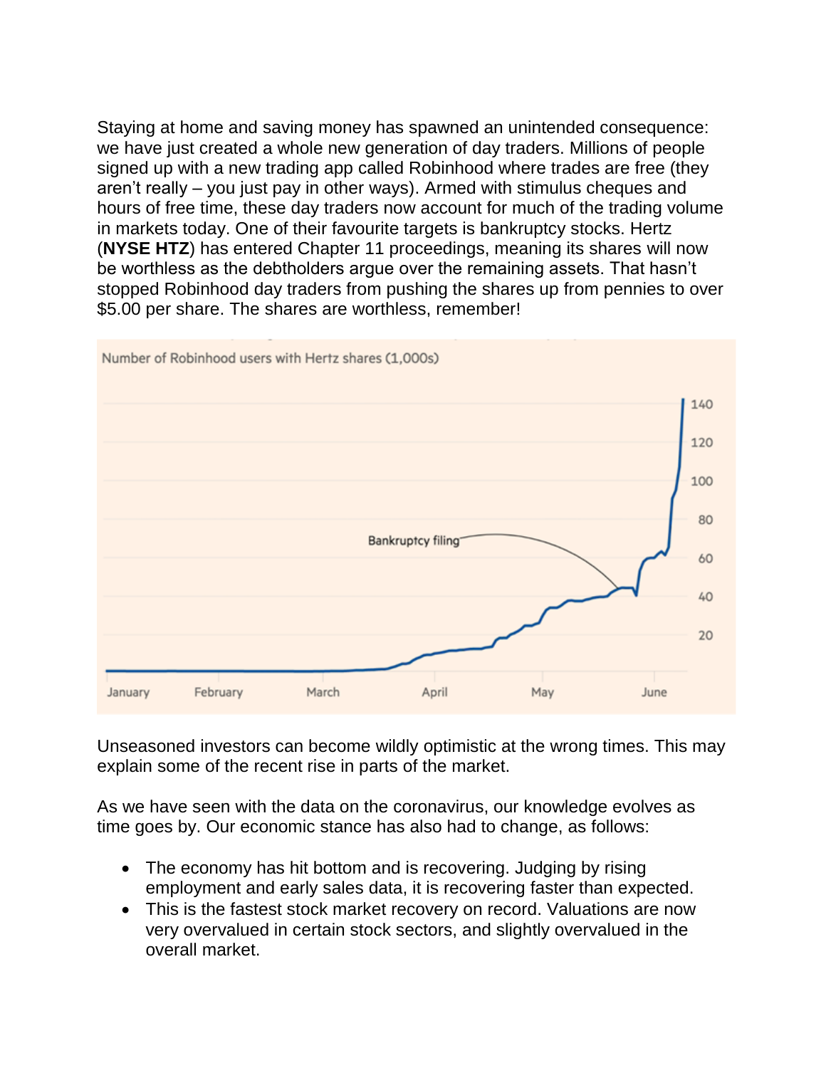Staying at home and saving money has spawned an unintended consequence: we have just created a whole new generation of day traders. Millions of people signed up with a new trading app called Robinhood where trades are free (they aren't really – you just pay in other ways). Armed with stimulus cheques and hours of free time, these day traders now account for much of the trading volume in markets today. One of their favourite targets is bankruptcy stocks. Hertz (**NYSE HTZ**) has entered Chapter 11 proceedings, meaning its shares will now be worthless as the debtholders argue over the remaining assets. That hasn't stopped Robinhood day traders from pushing the shares up from pennies to over $5.00 per share. The shares are worthless, remember!

Number of Robinhood users with Hertz shares (1,000s)

Bankruptcy filing

140
120
100
80
60
40
20

January February March April May June

Unseasoned investors can become wildly optimistic at the wrong times. This may explain some of the recent rise in parts of the market.

As we have seen with the data on the coronavirus, our knowledge evolves as time goes by. Our economic stance has also had to change, as follows:

- The economy has hit bottom and is recovering. Judging by rising employment and early sales data, it is recovering faster than expected.
- This is the fastest stock market recovery on record. Valuations are now very overvalued in certain stock sectors, and slightly overvalued in the overall market.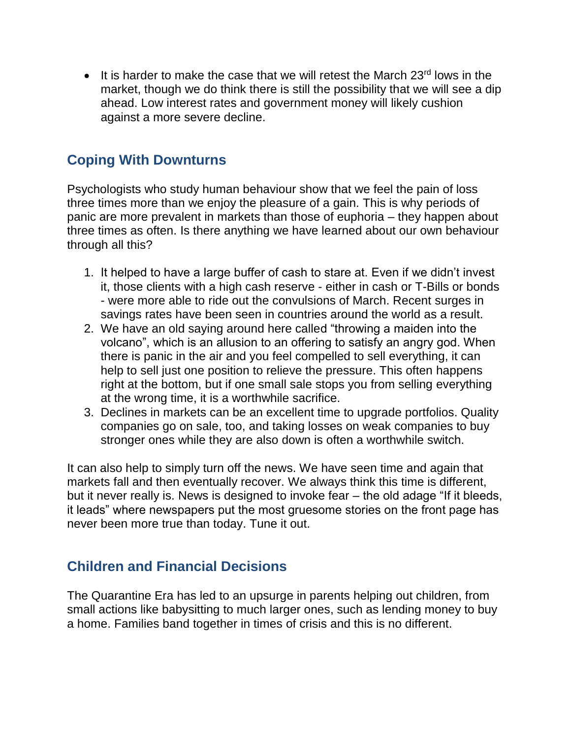- It is harder to make the case that we will retest the March 23rd lows in the market, though we do think there is still the possibility that we will see a dip ahead. Low interest rates and government money will likely cushion against a more severe decline.

## Coping With Downturns

Psychologists who study human behaviour show that we feel the pain of loss three times more than we enjoy the pleasure of a gain. This is why periods of panic are more prevalent in markets than those of euphoria – they happen about three times as often. Is there anything we have learned about our own behaviour through all this?

1. It helped to have a large buffer of cash to stare at. Even if we didn't invest it, those clients with a high cash reserve - either in cash or T-Bills or bonds - were more able to ride out the convulsions of March. Recent surges in savings rates have been seen in countries around the world as a result.
2. We have an old saying around here called "throwing a maiden into the volcano", which is an allusion to an offering to satisfy an angry god. When there is panic in the air and you feel compelled to sell everything, it can help to sell just one position to relieve the pressure. This often happens right at the bottom, but if one small sale stops you from selling everything at the wrong time, it is a worthwhile sacrifice.
3. Declines in markets can be an excellent time to upgrade portfolios. Quality companies go on sale, too, and taking losses on weak companies to buy stronger ones while they are also down is often a worthwhile switch.

It can also help to simply turn off the news. We have seen time and again that markets fall and then eventually recover. We always think this time is different, but it never really is. News is designed to invoke fear – the old adage "If it bleeds, it leads" where newspapers put the most gruesome stories on the front page has never been more true than today. Tune it out.

## Children and Financial Decisions

The Quarantine Era has led to an upsurge in parents helping out children, from small actions like babysitting to much larger ones, such as lending money to buy a home. Families band together in times of crisis and this is no different.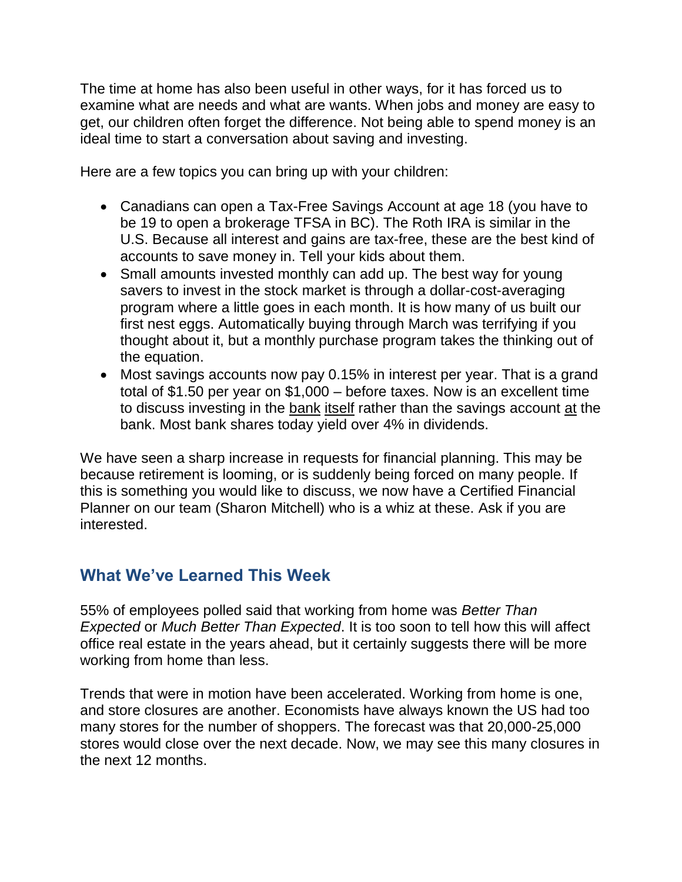The time at home has also been useful in other ways, for it has forced us to examine what are needs and what are wants. When jobs and money are easy to get, our children often forget the difference. Not being able to spend money is an ideal time to start a conversation about saving and investing.

Here are a few topics you can bring up with your children:

- Canadians can open a Tax-Free Savings Account at age 18 (you have to be 19 to open a brokerage TFSA in BC). The Roth IRA is similar in the U.S. Because all interest and gains are tax-free, these are the best kind of accounts to save money in. Tell your kids about them.
- Small amounts invested monthly can add up. The best way for young savers to invest in the stock market is through a dollar-cost-averaging program where a little goes in each month. It is how many of us built our first nest eggs. Automatically buying through March was terrifying if you thought about it, but a monthly purchase program takes the thinking out of the equation.
- Most savings accounts now pay 0.15% in interest per year. That is a grand total of $1.50 per year on $1,000 – before taxes. Now is an excellent time to discuss investing in the <u>bank</u> <u>itself</u> rather than the savings account <u>at</u> the bank. Most bank shares today yield over 4% in dividends.

We have seen a sharp increase in requests for financial planning. This may be because retirement is looming, or is suddenly being forced on many people. If this is something you would like to discuss, we now have a Certified Financial Planner on our team (Sharon Mitchell) who is a whiz at these. Ask if you are interested.

## What We've Learned This Week

55% of employees polled said that working from home was *Better Than Expected* or *Much Better Than Expected*. It is too soon to tell how this will affect office real estate in the years ahead, but it certainly suggests there will be more working from home than less.

Trends that were in motion have been accelerated. Working from home is one, and store closures are another. Economists have always known the US had too many stores for the number of shoppers. The forecast was that 20,000-25,000 stores would close over the next decade. Now, we may see this many closures in the next 12 months.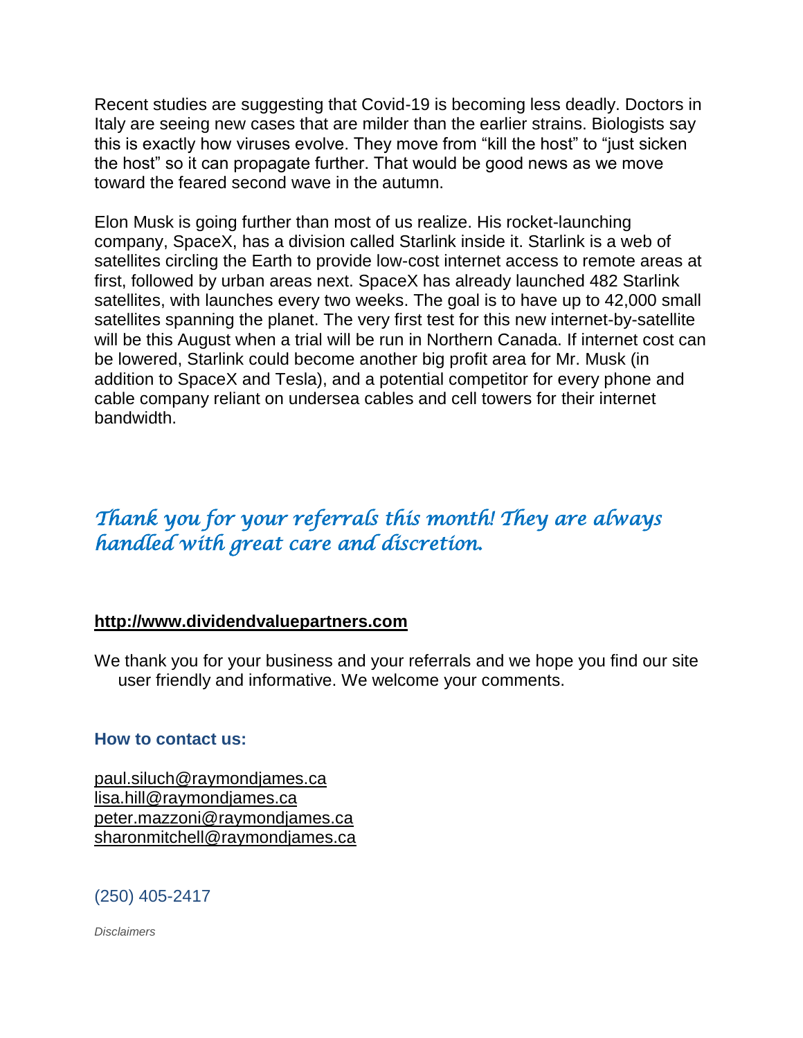Recent studies are suggesting that Covid-19 is becoming less deadly. Doctors in Italy are seeing new cases that are milder than the earlier strains. Biologists say this is exactly how viruses evolve. They move from “kill the host” to “just sicken the host” so it can propagate further. That would be good news as we move toward the feared second wave in the autumn.

Elon Musk is going further than most of us realize. His rocket-launching company, SpaceX, has a division called Starlink inside it. Starlink is a web of satellites circling the Earth to provide low-cost internet access to remote areas at first, followed by urban areas next. SpaceX has already launched 482 Starlink satellites, with launches every two weeks. The goal is to have up to 42,000 small satellites spanning the planet. The very first test for this new internet-by-satellite will be this August when a trial will be run in Northern Canada. If internet cost can be lowered, Starlink could become another big profit area for Mr. Musk (in addition to SpaceX and Tesla), and a potential competitor for every phone and cable company reliant on undersea cables and cell towers for their internet bandwidth.

*Thank you for your referrals this month! They are always handled with great care and discretion.*

**http://www.dividendvaluepartners.com**

We thank you for your business and your referrals and we hope you find our site user friendly and informative. We welcome your comments.

**How to contact us:**

paul.siluch@raymondjames.ca
lisa.hill@raymondjames.ca
peter.mazzoni@raymondjames.ca
sharonmitchell@raymondjames.ca

(250) 405-2417

*Disclaimers*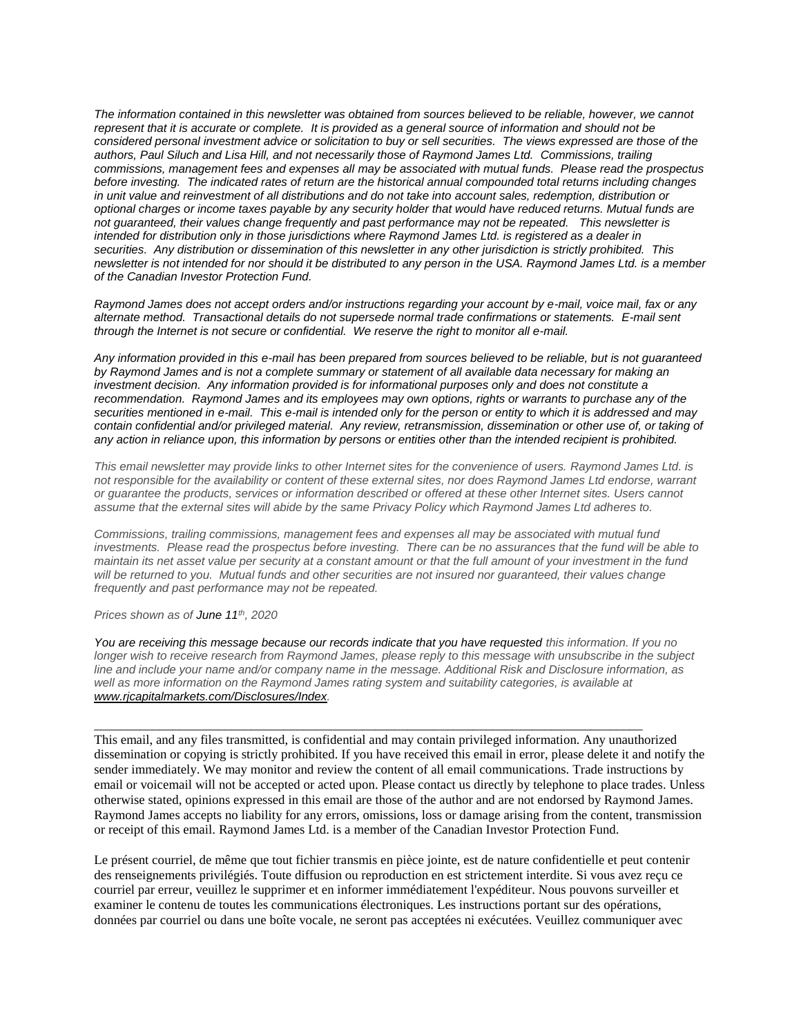*The information contained in this newsletter was obtained from sources believed to be reliable, however, we cannot represent that it is accurate or complete. It is provided as a general source of information and should not be considered personal investment advice or solicitation to buy or sell securities. The views expressed are those of the authors, Paul Siluch and Lisa Hill, and not necessarily those of Raymond James Ltd. Commissions, trailing commissions, management fees and expenses all may be associated with mutual funds. Please read the prospectus before investing. The indicated rates of return are the historical annual compounded total returns including changes in unit value and reinvestment of all distributions and do not take into account sales, redemption, distribution or optional charges or income taxes payable by any security holder that would have reduced returns. Mutual funds are not guaranteed, their values change frequently and past performance may not be repeated. This newsletter is intended for distribution only in those jurisdictions where Raymond James Ltd. is registered as a dealer in securities. Any distribution or dissemination of this newsletter in any other jurisdiction is strictly prohibited. This newsletter is not intended for nor should it be distributed to any person in the USA. Raymond James Ltd. is a member of the Canadian Investor Protection Fund.*

*Raymond James does not accept orders and/or instructions regarding your account by e-mail, voice mail, fax or any alternate method. Transactional details do not supersede normal trade confirmations or statements. E-mail sent through the Internet is not secure or confidential. We reserve the right to monitor all e-mail.*

*Any information provided in this e-mail has been prepared from sources believed to be reliable, but is not guaranteed by Raymond James and is not a complete summary or statement of all available data necessary for making an investment decision. Any information provided is for informational purposes only and does not constitute a recommendation. Raymond James and its employees may own options, rights or warrants to purchase any of the securities mentioned in e-mail. This e-mail is intended only for the person or entity to which it is addressed and may contain confidential and/or privileged material. Any review, retransmission, dissemination or other use of, or taking of any action in reliance upon, this information by persons or entities other than the intended recipient is prohibited.*

*This email newsletter may provide links to other Internet sites for the convenience of users. Raymond James Ltd. is not responsible for the availability or content of these external sites, nor does Raymond James Ltd endorse, warrant or guarantee the products, services or information described or offered at these other Internet sites. Users cannot assume that the external sites will abide by the same Privacy Policy which Raymond James Ltd adheres to.*

*Commissions, trailing commissions, management fees and expenses all may be associated with mutual fund investments. Please read the prospectus before investing. There can be no assurances that the fund will be able to maintain its net asset value per security at a constant amount or that the full amount of your investment in the fund will be returned to you. Mutual funds and other securities are not insured nor guaranteed, their values change frequently and past performance may not be repeated.*

*Prices shown as of **June 11th**, 2020*

*You are receiving this message because our records indicate that you have requested this information. If you no longer wish to receive research from Raymond James, please reply to this message with unsubscribe in the subject line and include your name and/or company name in the message. Additional Risk and Disclosure information, as well as more information on the Raymond James rating system and suitability categories, is available at [www.rjcapitalmarkets.com/Disclosures/Index](www.rjcapitalmarkets.com/Disclosures/Index).*

---

This email, and any files transmitted, is confidential and may contain privileged information. Any unauthorized dissemination or copying is strictly prohibited. If you have received this email in error, please delete it and notify the sender immediately. We may monitor and review the content of all email communications. Trade instructions by email or voicemail will not be accepted or acted upon. Please contact us directly by telephone to place trades. Unless otherwise stated, opinions expressed in this email are those of the author and are not endorsed by Raymond James. Raymond James accepts no liability for any errors, omissions, loss or damage arising from the content, transmission or receipt of this email. Raymond James Ltd. is a member of the Canadian Investor Protection Fund.

Le présent courriel, de même que tout fichier transmis en pièce jointe, est de nature confidentielle et peut contenir des renseignements privilégiés. Toute diffusion ou reproduction en est strictement interdite. Si vous avez reçu ce courriel par erreur, veuillez le supprimer et en informer immédiatement l'expéditeur. Nous pouvons surveiller et examiner le contenu de toutes les communications électroniques. Les instructions portant sur des opérations, données par courriel ou dans une boîte vocale, ne seront pas acceptées ni exécutées. Veuillez communiquer avec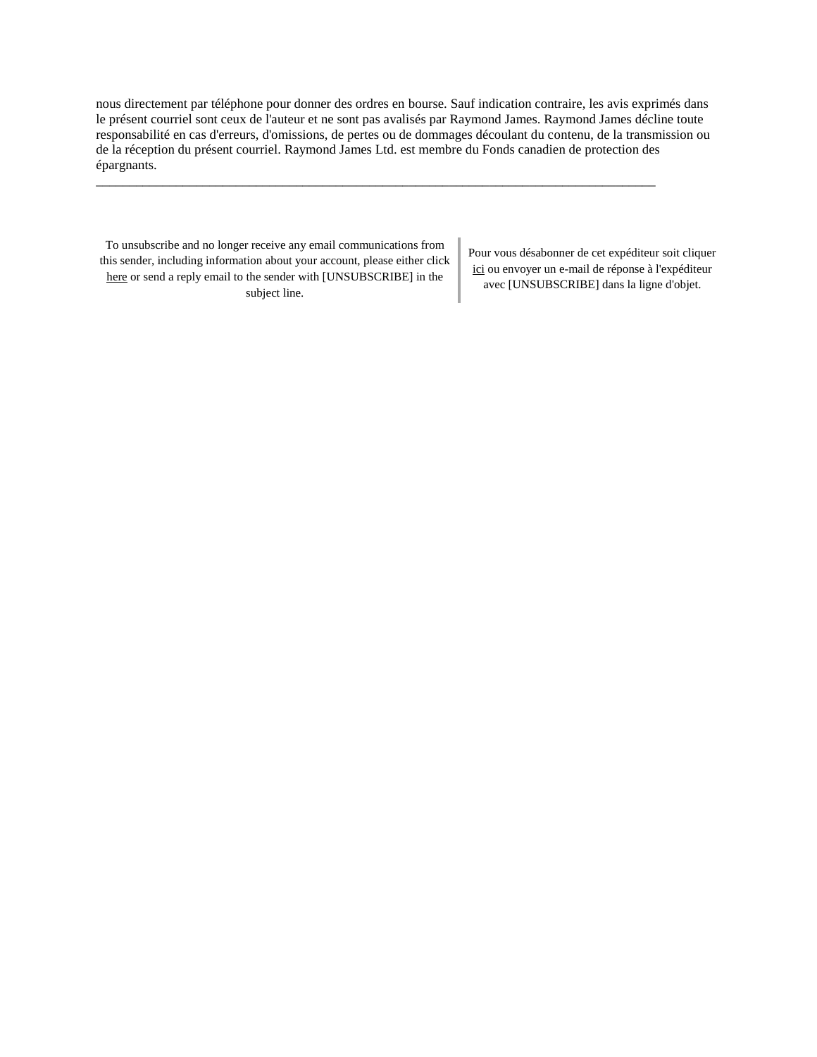nous directement par téléphone pour donner des ordres en bourse. Sauf indication contraire, les avis exprimés dans le présent courriel sont ceux de l'auteur et ne sont pas avalisés par Raymond James. Raymond James décline toute responsabilité en cas d'erreurs, d'omissions, de pertes ou de dommages découlant du contenu, de la transmission ou de la réception du présent courriel. Raymond James Ltd. est membre du Fonds canadien de protection des épargnants.

---

To unsubscribe and no longer receive any email communications from this sender, including information about your account, please either click here or send a reply email to the sender with [UNSUBSCRIBE] in the subject line.

Pour vous désabonner de cet expéditeur soit cliquer ici ou envoyer un e-mail de réponse à l'expéditeur avec [UNSUBSCRIBE] dans la ligne d'objet.